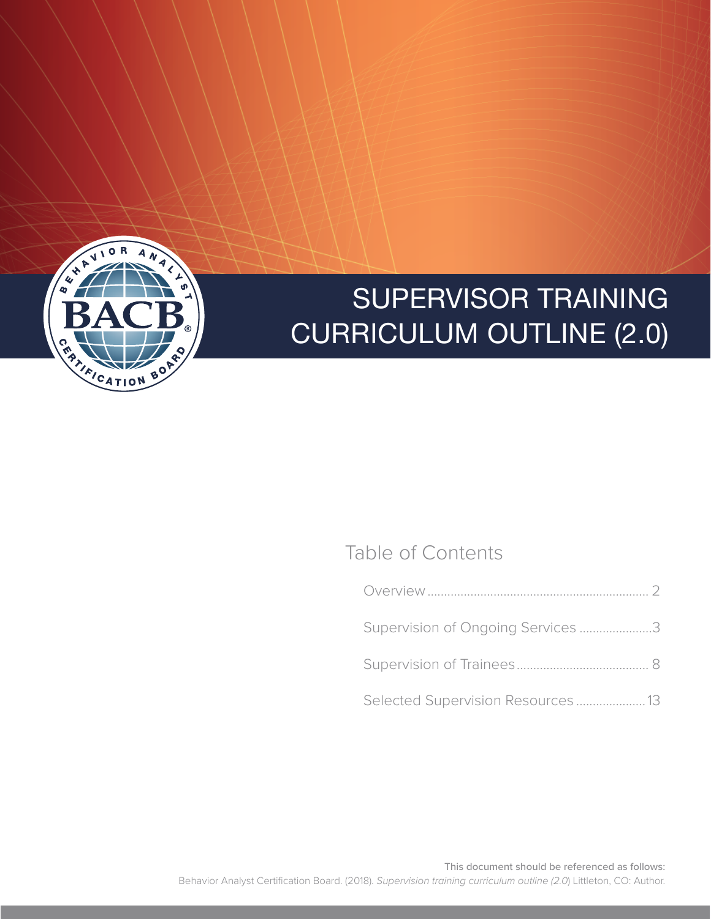# SUPERVISOR TRAINING CURRICULUM OUTLINE (2.0)

## Table of Contents

- Overview .................................................................... 2
- Supervision of Ongoing Services ......................3
- Supervision of Trainees ....................................... 8
- Selected Supervision Resources .....................13

This document should be referenced as follows:
Behavior Analyst Certification Board. (2018). *Supervision training curriculum outline (2.0*) Littleton, CO: Author.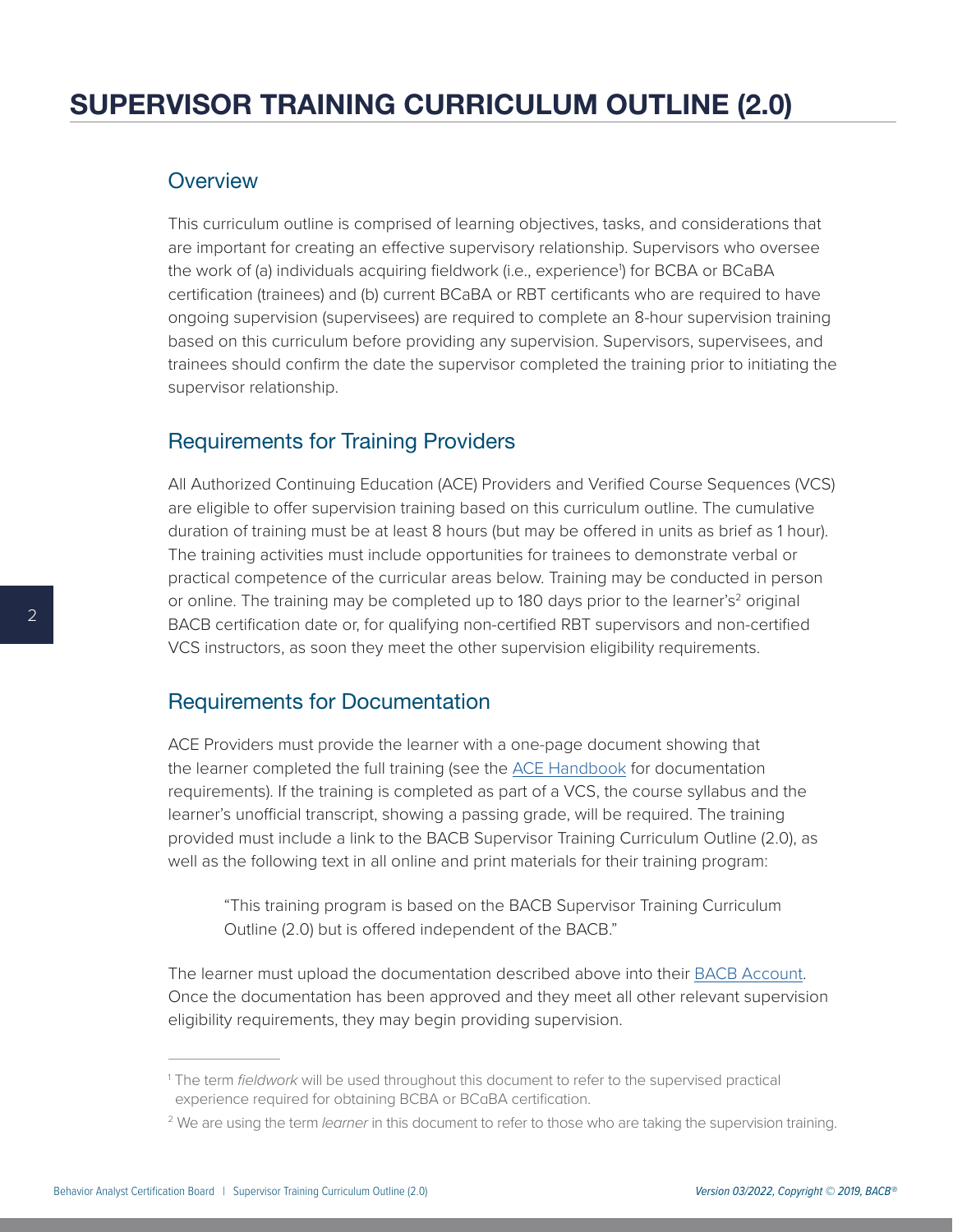# SUPERVISOR TRAINING CURRICULUM OUTLINE (2.0)

## Overview

This curriculum outline is comprised of learning objectives, tasks, and considerations that are important for creating an effective supervisory relationship. Supervisors who oversee the work of (a) individuals acquiring fieldwork (i.e., experience[1]) for BCBA or BCaBA certification (trainees) and (b) current BCaBA or RBT certificants who are required to have ongoing supervision (supervisees) are required to complete an 8-hour supervision training based on this curriculum before providing any supervision. Supervisors, supervisees, and trainees should confirm the date the supervisor completed the training prior to initiating the supervisor relationship.

## Requirements for Training Providers

All Authorized Continuing Education (ACE) Providers and Verified Course Sequences (VCS) are eligible to offer supervision training based on this curriculum outline. The cumulative duration of training must be at least 8 hours (but may be offered in units as brief as 1 hour). The training activities must include opportunities for trainees to demonstrate verbal or practical competence of the curricular areas below. Training may be conducted in person or online. The training may be completed up to 180 days prior to the learner's[2] original BACB certification date or, for qualifying non-certified RBT supervisors and non-certified VCS instructors, as soon they meet the other supervision eligibility requirements.

## Requirements for Documentation

ACE Providers must provide the learner with a one-page document showing that the learner completed the full training (see the ACE Handbook for documentation requirements). If the training is completed as part of a VCS, the course syllabus and the learner's unofficial transcript, showing a passing grade, will be required. The training provided must include a link to the BACB Supervisor Training Curriculum Outline (2.0), as well as the following text in all online and print materials for their training program:

> "This training program is based on the BACB Supervisor Training Curriculum Outline (2.0) but is offered independent of the BACB."

The learner must upload the documentation described above into their BACB Account. Once the documentation has been approved and they meet all other relevant supervision eligibility requirements, they may begin providing supervision.

---

[1] The term *fieldwork* will be used throughout this document to refer to the supervised practical experience required for obtaining BCBA or BCaBA certification.

[2] We are using the term *learner* in this document to refer to those who are taking the supervision training.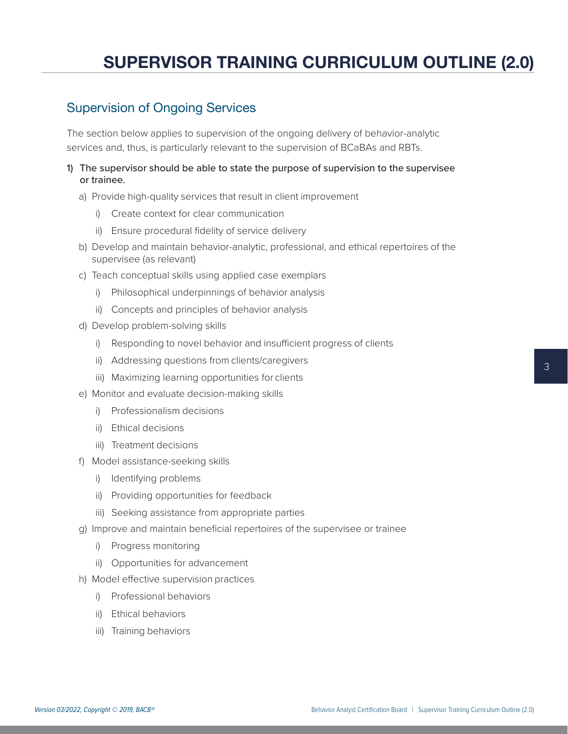# SUPERVISOR TRAINING CURRICULUM OUTLINE (2.0)

## Supervision of Ongoing Services

The section below applies to supervision of the ongoing delivery of behavior-analytic services and, thus, is particularly relevant to the supervision of BCaBAs and RBTs.

1) The supervisor should be able to state the purpose of supervision to the supervisee or trainee.
   - a) Provide high-quality services that result in client improvement
     - i) Create context for clear communication
     - ii) Ensure procedural fidelity of service delivery
   - b) Develop and maintain behavior-analytic, professional, and ethical repertoires of the supervisee (as relevant)
   - c) Teach conceptual skills using applied case exemplars
     - i) Philosophical underpinnings of behavior analysis
     - ii) Concepts and principles of behavior analysis
   - d) Develop problem-solving skills
     - i) Responding to novel behavior and insufficient progress of clients
     - ii) Addressing questions from clients/caregivers
     - iii) Maximizing learning opportunities for clients
   - e) Monitor and evaluate decision-making skills
     - i) Professionalism decisions
     - ii) Ethical decisions
     - iii) Treatment decisions
   - f) Model assistance-seeking skills
     - i) Identifying problems
     - ii) Providing opportunities for feedback
     - iii) Seeking assistance from appropriate parties
   - g) Improve and maintain beneficial repertoires of the supervisee or trainee
     - i) Progress monitoring
     - ii) Opportunities for advancement
   - h) Model effective supervision practices
     - i) Professional behaviors
     - ii) Ethical behaviors
     - iii) Training behaviors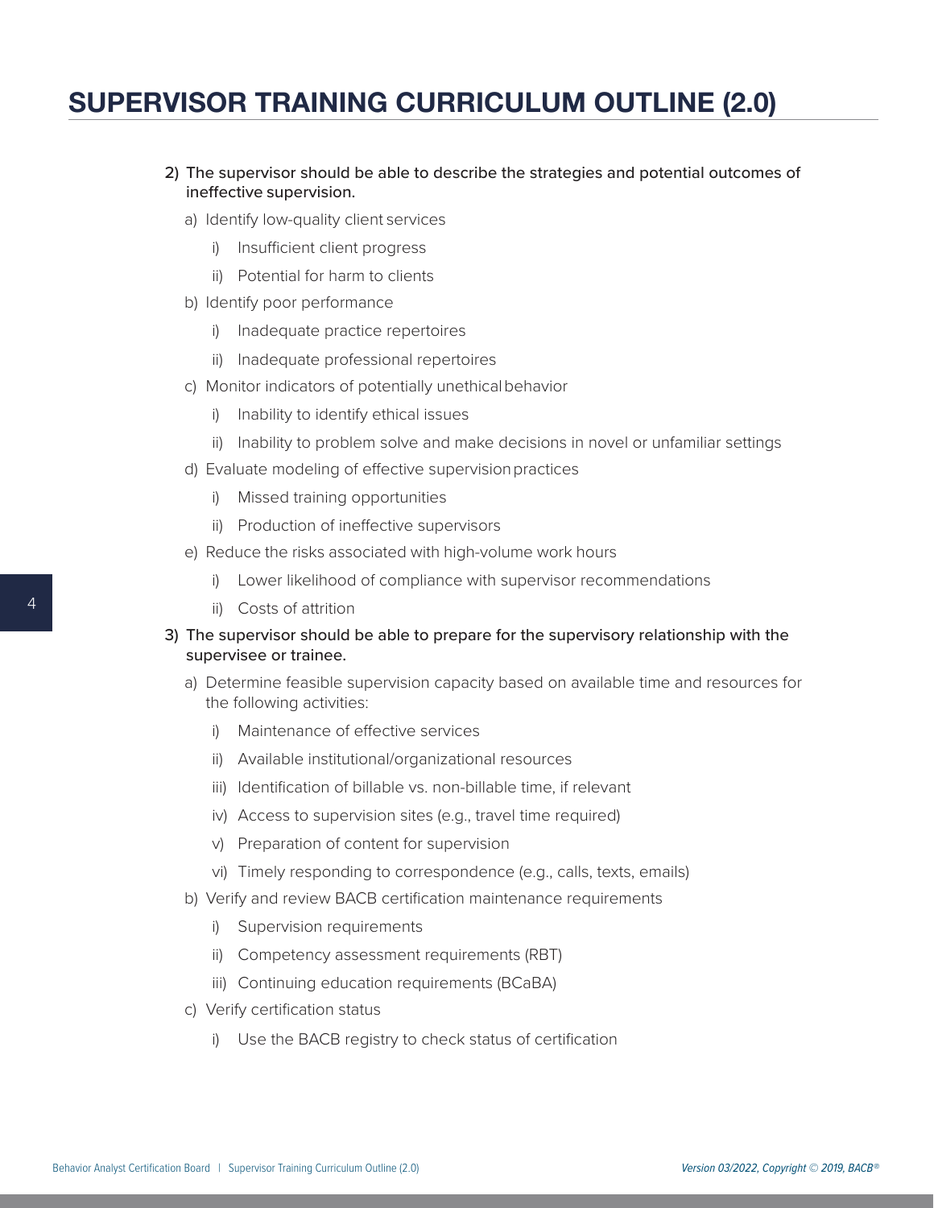# SUPERVISOR TRAINING CURRICULUM OUTLINE (2.0)

2) The supervisor should be able to describe the strategies and potential outcomes of ineffective supervision.
   a) Identify low-quality client services
      i) Insufficient client progress
      ii) Potential for harm to clients
   b) Identify poor performance
      i) Inadequate practice repertoires
      ii) Inadequate professional repertoires
   c) Monitor indicators of potentially unethical behavior
      i) Inability to identify ethical issues
      ii) Inability to problem solve and make decisions in novel or unfamiliar settings
   d) Evaluate modeling of effective supervision practices
      i) Missed training opportunities
      ii) Production of ineffective supervisors
   e) Reduce the risks associated with high-volume work hours
      i) Lower likelihood of compliance with supervisor recommendations
      ii) Costs of attrition
3) The supervisor should be able to prepare for the supervisory relationship with the supervisee or trainee.
   a) Determine feasible supervision capacity based on available time and resources for the following activities:
      i) Maintenance of effective services
      ii) Available institutional/organizational resources
      iii) Identification of billable vs. non-billable time, if relevant
      iv) Access to supervision sites (e.g., travel time required)
      v) Preparation of content for supervision
      vi) Timely responding to correspondence (e.g., calls, texts, emails)
   b) Verify and review BACB certification maintenance requirements
      i) Supervision requirements
      ii) Competency assessment requirements (RBT)
      iii) Continuing education requirements (BCaBA)
   c) Verify certification status
      i) Use the BACB registry to check status of certification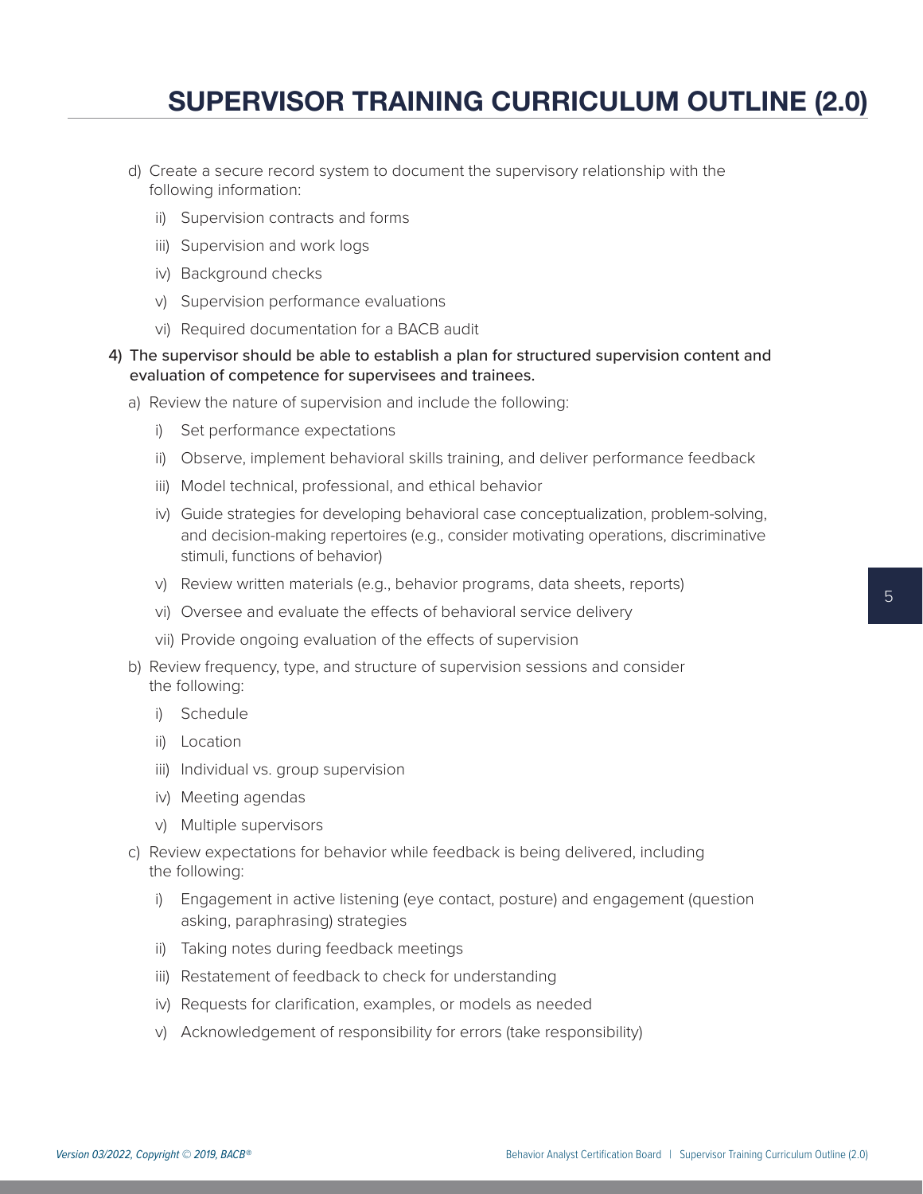d) Create a secure record system to document the supervisory relationship with the following information:

  ii) Supervision contracts and forms

  iii) Supervision and work logs

  iv) Background checks

  v) Supervision performance evaluations

  vi) Required documentation for a BACB audit

4) **The supervisor should be able to establish a plan for structured supervision content and evaluation of competence for supervisees and trainees.**

  a) Review the nature of supervision and include the following:

    i) Set performance expectations

    ii) Observe, implement behavioral skills training, and deliver performance feedback

    iii) Model technical, professional, and ethical behavior

    iv) Guide strategies for developing behavioral case conceptualization, problem-solving, and decision-making repertoires (e.g., consider motivating operations, discriminative stimuli, functions of behavior)

    v) Review written materials (e.g., behavior programs, data sheets, reports)

    vi) Oversee and evaluate the effects of behavioral service delivery

    vii) Provide ongoing evaluation of the effects of supervision

  b) Review frequency, type, and structure of supervision sessions and consider the following:

    i) Schedule

    ii) Location

    iii) Individual vs. group supervision

    iv) Meeting agendas

    v) Multiple supervisors

  c) Review expectations for behavior while feedback is being delivered, including the following:

    i) Engagement in active listening (eye contact, posture) and engagement (question asking, paraphrasing) strategies

    ii) Taking notes during feedback meetings

    iii) Restatement of feedback to check for understanding

    iv) Requests for clarification, examples, or models as needed

    v) Acknowledgement of responsibility for errors (take responsibility)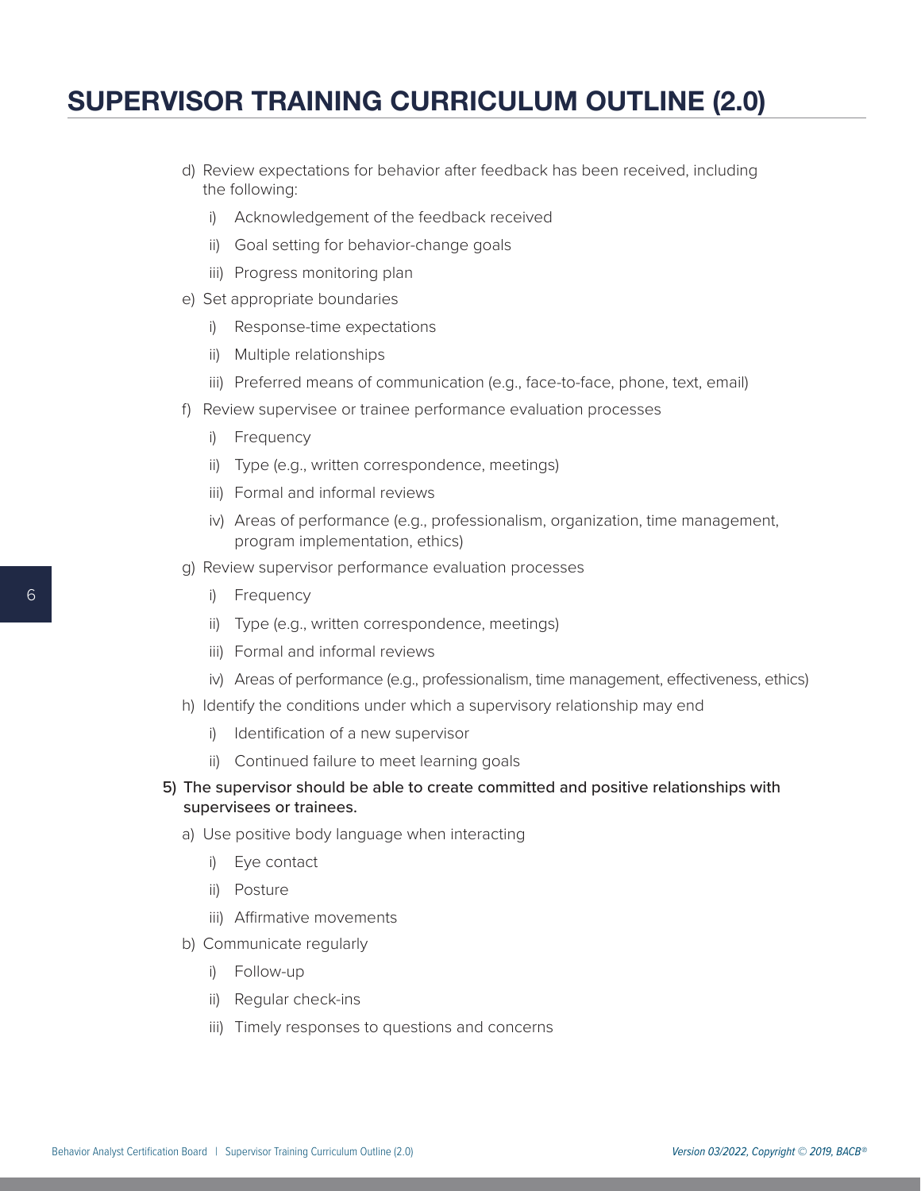d) Review expectations for behavior after feedback has been received, including the following:
   - i) Acknowledgement of the feedback received
   - ii) Goal setting for behavior-change goals
   - iii) Progress monitoring plan

e) Set appropriate boundaries
   - i) Response-time expectations
   - ii) Multiple relationships
   - iii) Preferred means of communication (e.g., face-to-face, phone, text, email)

f) Review supervisee or trainee performance evaluation processes
   - i) Frequency
   - ii) Type (e.g., written correspondence, meetings)
   - iii) Formal and informal reviews
   - iv) Areas of performance (e.g., professionalism, organization, time management, program implementation, ethics)

g) Review supervisor performance evaluation processes
   - i) Frequency
   - ii) Type (e.g., written correspondence, meetings)
   - iii) Formal and informal reviews
   - iv) Areas of performance (e.g., professionalism, time management, effectiveness, ethics)

h) Identify the conditions under which a supervisory relationship may end
   - i) Identification of a new supervisor
   - ii) Continued failure to meet learning goals

5) The supervisor should be able to create committed and positive relationships with supervisees or trainees.

a) Use positive body language when interacting
   - i) Eye contact
   - ii) Posture
   - iii) Affirmative movements

b) Communicate regularly
   - i) Follow-up
   - ii) Regular check-ins
   - iii) Timely responses to questions and concerns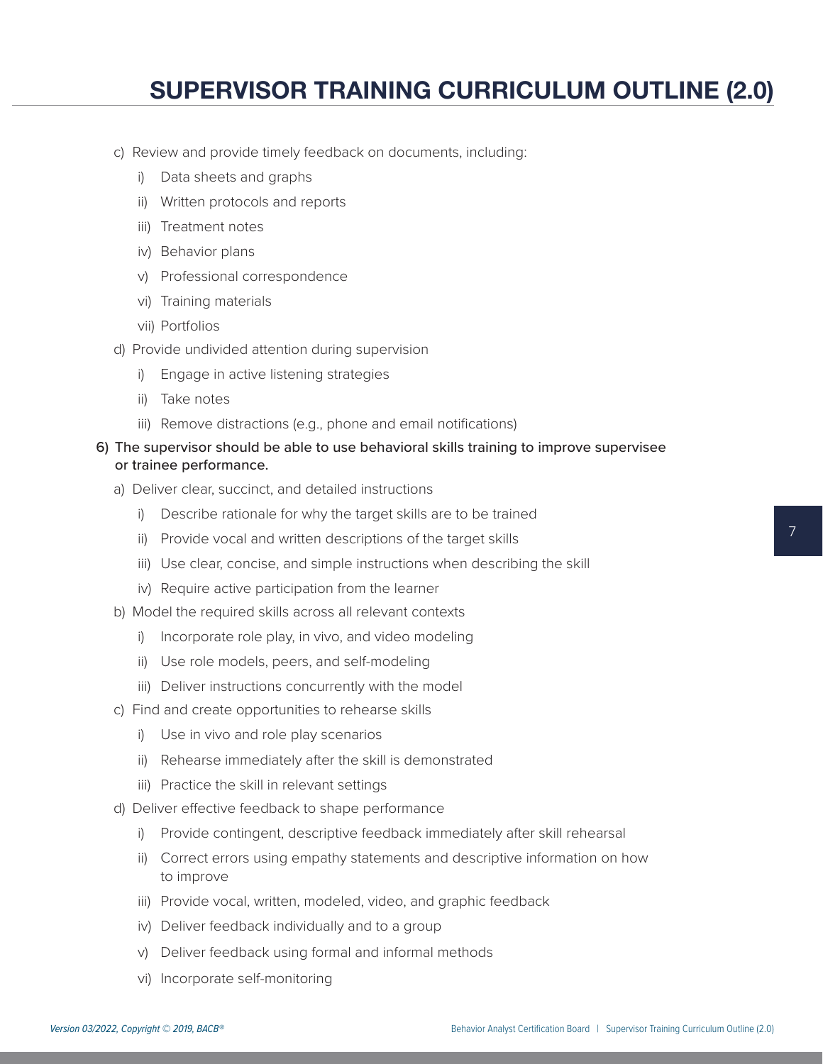c) Review and provide timely feedback on documents, including:
    i) Data sheets and graphs
    ii) Written protocols and reports
    iii) Treatment notes
    iv) Behavior plans
    v) Professional correspondence
    vi) Training materials
    vii) Portfolios

d) Provide undivided attention during supervision
    i) Engage in active listening strategies
    ii) Take notes
    iii) Remove distractions (e.g., phone and email notifications)

6) The supervisor should be able to use behavioral skills training to improve supervisee or trainee performance.

a) Deliver clear, succinct, and detailed instructions
    i) Describe rationale for why the target skills are to be trained
    ii) Provide vocal and written descriptions of the target skills
    iii) Use clear, concise, and simple instructions when describing the skill
    iv) Require active participation from the learner

b) Model the required skills across all relevant contexts
    i) Incorporate role play, in vivo, and video modeling
    ii) Use role models, peers, and self-modeling
    iii) Deliver instructions concurrently with the model

c) Find and create opportunities to rehearse skills
    i) Use in vivo and role play scenarios
    ii) Rehearse immediately after the skill is demonstrated
    iii) Practice the skill in relevant settings

d) Deliver effective feedback to shape performance
    i) Provide contingent, descriptive feedback immediately after skill rehearsal
    ii) Correct errors using empathy statements and descriptive information on how to improve
    iii) Provide vocal, written, modeled, video, and graphic feedback
    iv) Deliver feedback individually and to a group
    v) Deliver feedback using formal and informal methods
    vi) Incorporate self-monitoring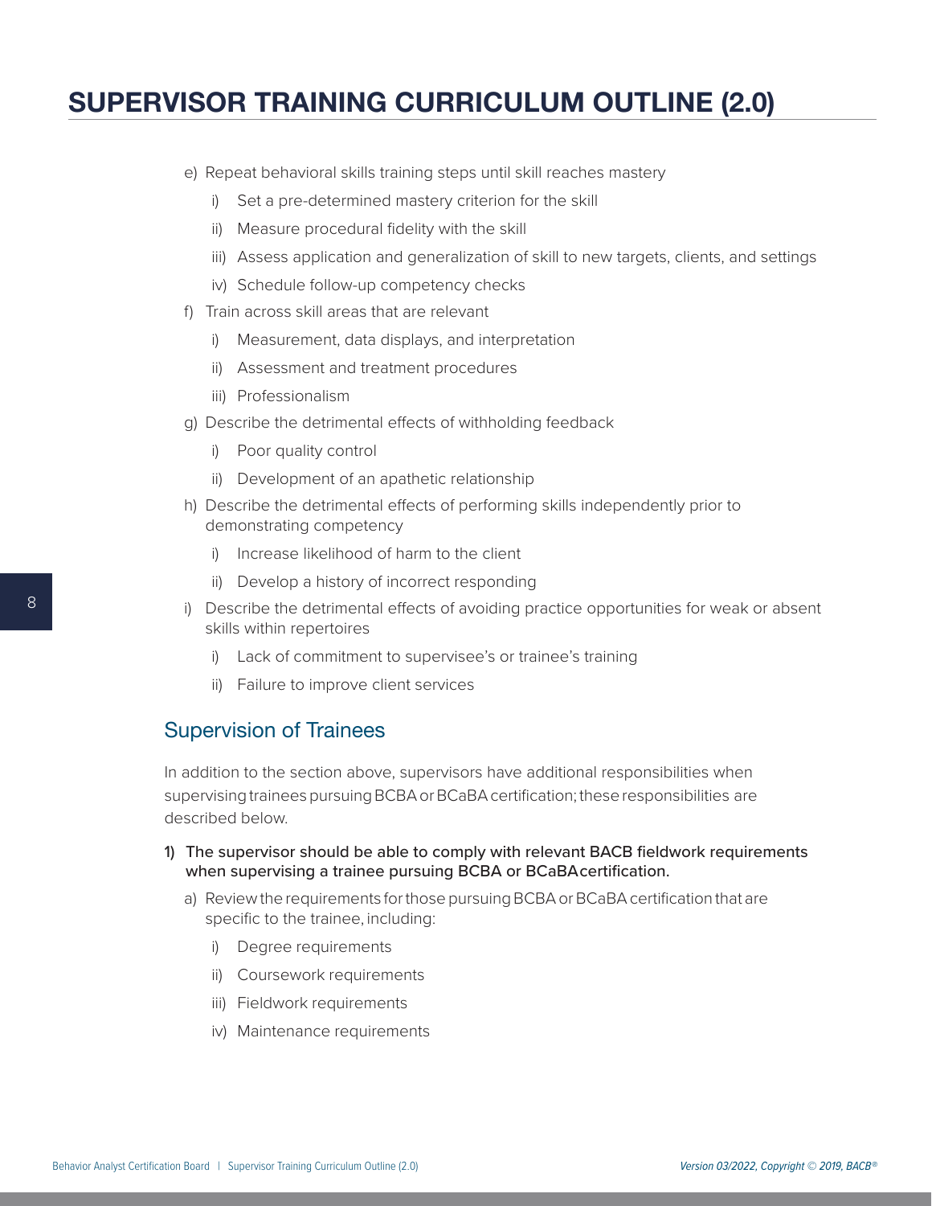e) Repeat behavioral skills training steps until skill reaches mastery
   - i) Set a pre-determined mastery criterion for the skill
   - ii) Measure procedural fidelity with the skill
   - iii) Assess application and generalization of skill to new targets, clients, and settings
   - iv) Schedule follow-up competency checks

f) Train across skill areas that are relevant
   - i) Measurement, data displays, and interpretation
   - ii) Assessment and treatment procedures
   - iii) Professionalism

g) Describe the detrimental effects of withholding feedback
   - i) Poor quality control
   - ii) Development of an apathetic relationship

h) Describe the detrimental effects of performing skills independently prior to demonstrating competency
   - i) Increase likelihood of harm to the client
   - ii) Develop a history of incorrect responding

i) Describe the detrimental effects of avoiding practice opportunities for weak or absent skills within repertoires
   - i) Lack of commitment to supervisee's or trainee's training
   - ii) Failure to improve client services

## Supervision of Trainees

In addition to the section above, supervisors have additional responsibilities when supervising trainees pursuing BCBA or BCaBA certification; these responsibilities are described below.

**1) The supervisor should be able to comply with relevant BACB fieldwork requirements when supervising a trainee pursuing BCBA or BCaBA certification.**

a) Review the requirements for those pursuing BCBA or BCaBA certification that are specific to the trainee, including:
   - i) Degree requirements
   - ii) Coursework requirements
   - iii) Fieldwork requirements
   - iv) Maintenance requirements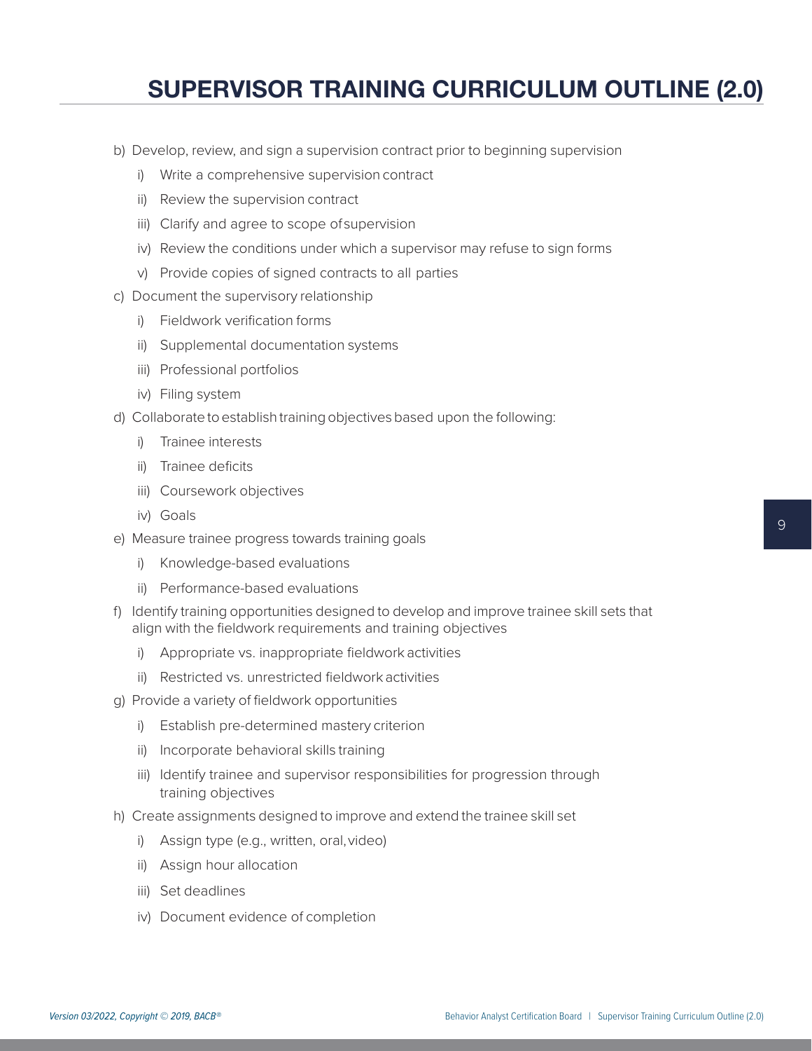b) Develop, review, and sign a supervision contract prior to beginning supervision
   i) Write a comprehensive supervision contract
   ii) Review the supervision contract
   iii) Clarify and agree to scope of supervision
   iv) Review the conditions under which a supervisor may refuse to sign forms
   v) Provide copies of signed contracts to all parties
c) Document the supervisory relationship
   i) Fieldwork verification forms
   ii) Supplemental documentation systems
   iii) Professional portfolios
   iv) Filing system
d) Collaborate to establish training objectives based upon the following:
   i) Trainee interests
   ii) Trainee deficits
   iii) Coursework objectives
   iv) Goals
e) Measure trainee progress towards training goals
   i) Knowledge-based evaluations
   ii) Performance-based evaluations
f) Identify training opportunities designed to develop and improve trainee skill sets that align with the fieldwork requirements and training objectives
   i) Appropriate vs. inappropriate fieldwork activities
   ii) Restricted vs. unrestricted fieldwork activities
g) Provide a variety of fieldwork opportunities
   i) Establish pre-determined mastery criterion
   ii) Incorporate behavioral skills training
   iii) Identify trainee and supervisor responsibilities for progression through training objectives
h) Create assignments designed to improve and extend the trainee skill set
   i) Assign type (e.g., written, oral, video)
   ii) Assign hour allocation
   iii) Set deadlines
   iv) Document evidence of completion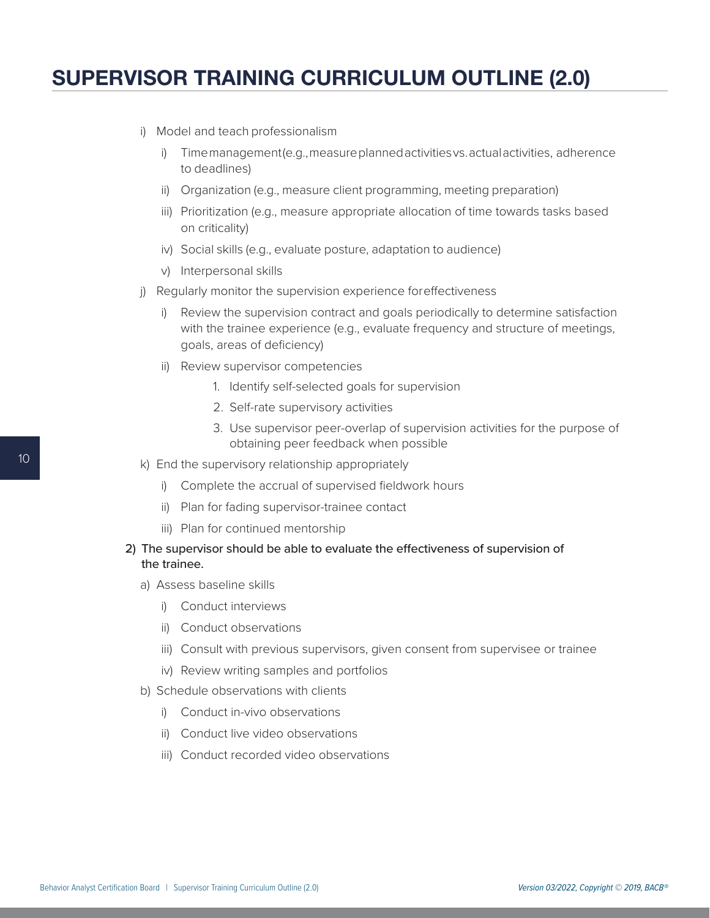# SUPERVISOR TRAINING CURRICULUM OUTLINE (2.0)

- i) Model and teach professionalism
  - i) Time management (e.g., measure planned activities vs. actual activities, adherence to deadlines)
  - ii) Organization (e.g., measure client programming, meeting preparation)
  - iii) Prioritization (e.g., measure appropriate allocation of time towards tasks based on criticality)
  - iv) Social skills (e.g., evaluate posture, adaptation to audience)
  - v) Interpersonal skills
- j) Regularly monitor the supervision experience for effectiveness
  - i) Review the supervision contract and goals periodically to determine satisfaction with the trainee experience (e.g., evaluate frequency and structure of meetings, goals, areas of deficiency)
  - ii) Review supervisor competencies
    1. Identify self-selected goals for supervision
    2. Self-rate supervisory activities
    3. Use supervisor peer-overlap of supervision activities for the purpose of obtaining peer feedback when possible
- k) End the supervisory relationship appropriately
  - i) Complete the accrual of supervised fieldwork hours
  - ii) Plan for fading supervisor-trainee contact
  - iii) Plan for continued mentorship

2) The supervisor should be able to evaluate the effectiveness of supervision of the trainee.

- a) Assess baseline skills
  - i) Conduct interviews
  - ii) Conduct observations
  - iii) Consult with previous supervisors, given consent from supervisee or trainee
  - iv) Review writing samples and portfolios
- b) Schedule observations with clients
  - i) Conduct in-vivo observations
  - ii) Conduct live video observations
  - iii) Conduct recorded video observations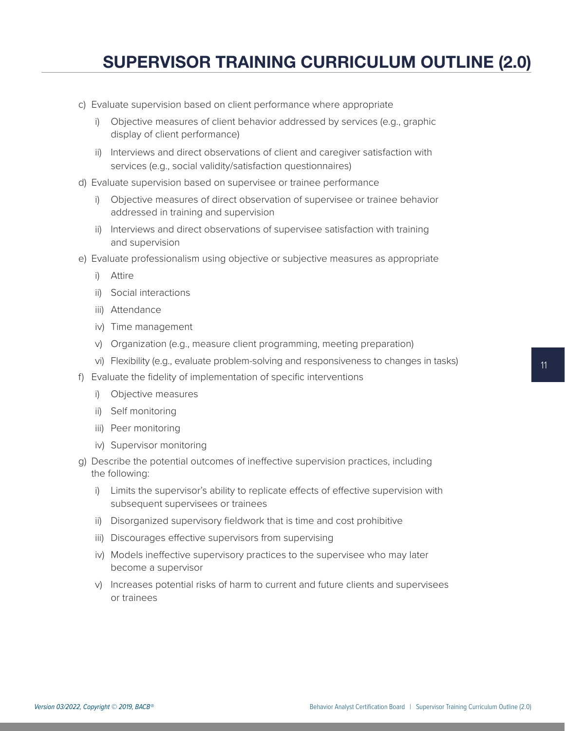c) Evaluate supervision based on client performance where appropriate

   i) Objective measures of client behavior addressed by services (e.g., graphic display of client performance)

   ii) Interviews and direct observations of client and caregiver satisfaction with services (e.g., social validity/satisfaction questionnaires)

d) Evaluate supervision based on supervisee or trainee performance

   i) Objective measures of direct observation of supervisee or trainee behavior addressed in training and supervision

   ii) Interviews and direct observations of supervisee satisfaction with training and supervision

e) Evaluate professionalism using objective or subjective measures as appropriate

   i) Attire

   ii) Social interactions

   iii) Attendance

   iv) Time management

   v) Organization (e.g., measure client programming, meeting preparation)

   vi) Flexibility (e.g., evaluate problem-solving and responsiveness to changes in tasks)

f) Evaluate the fidelity of implementation of specific interventions

   i) Objective measures

   ii) Self monitoring

   iii) Peer monitoring

   iv) Supervisor monitoring

g) Describe the potential outcomes of ineffective supervision practices, including the following:

   i) Limits the supervisor's ability to replicate effects of effective supervision with subsequent supervisees or trainees

   ii) Disorganized supervisory fieldwork that is time and cost prohibitive

   iii) Discourages effective supervisors from supervising

   iv) Models ineffective supervisory practices to the supervisee who may later become a supervisor

   v) Increases potential risks of harm to current and future clients and supervisees or trainees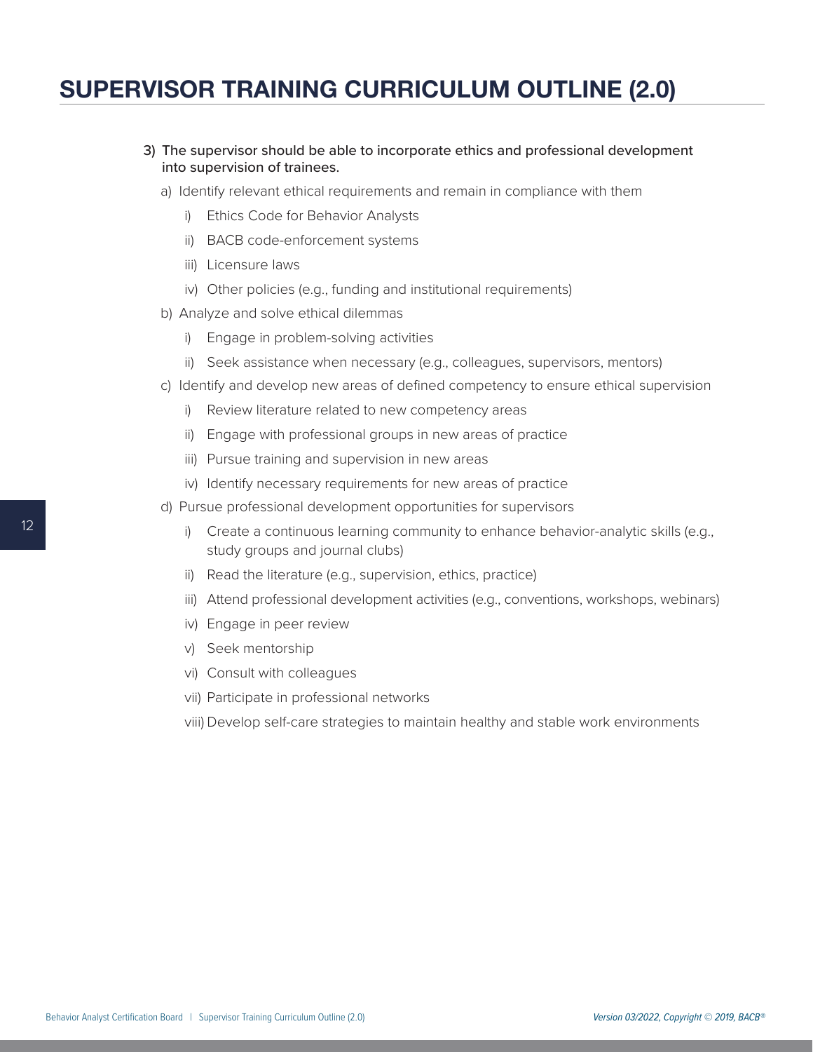# SUPERVISOR TRAINING CURRICULUM OUTLINE (2.0)

3) The supervisor should be able to incorporate ethics and professional development into supervision of trainees.

   a) Identify relevant ethical requirements and remain in compliance with them

      i) Ethics Code for Behavior Analysts

      ii) BACB code-enforcement systems

      iii) Licensure laws

      iv) Other policies (e.g., funding and institutional requirements)

   b) Analyze and solve ethical dilemmas

      i) Engage in problem-solving activities

      ii) Seek assistance when necessary (e.g., colleagues, supervisors, mentors)

   c) Identify and develop new areas of defined competency to ensure ethical supervision

      i) Review literature related to new competency areas

      ii) Engage with professional groups in new areas of practice

      iii) Pursue training and supervision in new areas

      iv) Identify necessary requirements for new areas of practice

   d) Pursue professional development opportunities for supervisors

      i) Create a continuous learning community to enhance behavior-analytic skills (e.g., study groups and journal clubs)

      ii) Read the literature (e.g., supervision, ethics, practice)

      iii) Attend professional development activities (e.g., conventions, workshops, webinars)

      iv) Engage in peer review

      v) Seek mentorship

      vi) Consult with colleagues

      vii) Participate in professional networks

      viii) Develop self-care strategies to maintain healthy and stable work environments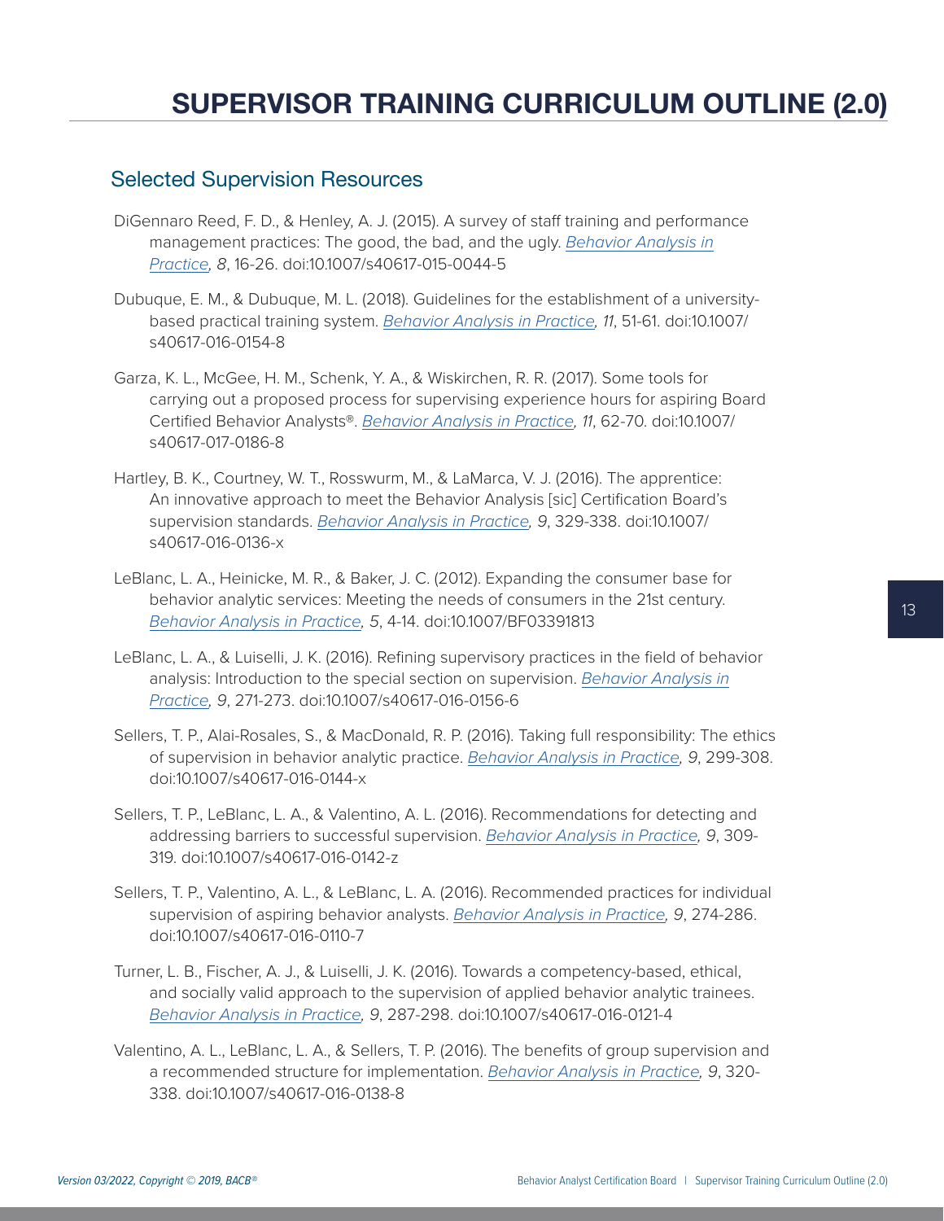# SUPERVISOR TRAINING CURRICULUM OUTLINE (2.0)

## Selected Supervision Resources

DiGennaro Reed, F. D., & Henley, A. J. (2015). A survey of staff training and performance management practices: The good, the bad, and the ugly. *Behavior Analysis in Practice, 8*, 16-26. doi:10.1007/s40617-015-0044-5

Dubuque, E. M., & Dubuque, M. L. (2018). Guidelines for the establishment of a university-based practical training system. *Behavior Analysis in Practice, 11*, 51-61. doi:10.1007/s40617-016-0154-8

Garza, K. L., McGee, H. M., Schenk, Y. A., & Wiskirchen, R. R. (2017). Some tools for carrying out a proposed process for supervising experience hours for aspiring Board Certified Behavior Analysts®. *Behavior Analysis in Practice, 11*, 62-70. doi:10.1007/s40617-017-0186-8

Hartley, B. K., Courtney, W. T., Rosswurm, M., & LaMarca, V. J. (2016). The apprentice: An innovative approach to meet the Behavior Analysis [sic] Certification Board's supervision standards. *Behavior Analysis in Practice, 9*, 329-338. doi:10.1007/s40617-016-0136-x

LeBlanc, L. A., Heinicke, M. R., & Baker, J. C. (2012). Expanding the consumer base for behavior analytic services: Meeting the needs of consumers in the 21st century. *Behavior Analysis in Practice, 5*, 4-14. doi:10.1007/BF03391813

LeBlanc, L. A., & Luiselli, J. K. (2016). Refining supervisory practices in the field of behavior analysis: Introduction to the special section on supervision. *Behavior Analysis in Practice, 9*, 271-273. doi:10.1007/s40617-016-0156-6

Sellers, T. P., Alai-Rosales, S., & MacDonald, R. P. (2016). Taking full responsibility: The ethics of supervision in behavior analytic practice. *Behavior Analysis in Practice, 9*, 299-308. doi:10.1007/s40617-016-0144-x

Sellers, T. P., LeBlanc, L. A., & Valentino, A. L. (2016). Recommendations for detecting and addressing barriers to successful supervision. *Behavior Analysis in Practice, 9*, 309-319. doi:10.1007/s40617-016-0142-z

Sellers, T. P., Valentino, A. L., & LeBlanc, L. A. (2016). Recommended practices for individual supervision of aspiring behavior analysts. *Behavior Analysis in Practice, 9*, 274-286. doi:10.1007/s40617-016-0110-7

Turner, L. B., Fischer, A. J., & Luiselli, J. K. (2016). Towards a competency-based, ethical, and socially valid approach to the supervision of applied behavior analytic trainees. *Behavior Analysis in Practice, 9*, 287-298. doi:10.1007/s40617-016-0121-4

Valentino, A. L., LeBlanc, L. A., & Sellers, T. P. (2016). The benefits of group supervision and a recommended structure for implementation. *Behavior Analysis in Practice, 9*, 320-338. doi:10.1007/s40617-016-0138-8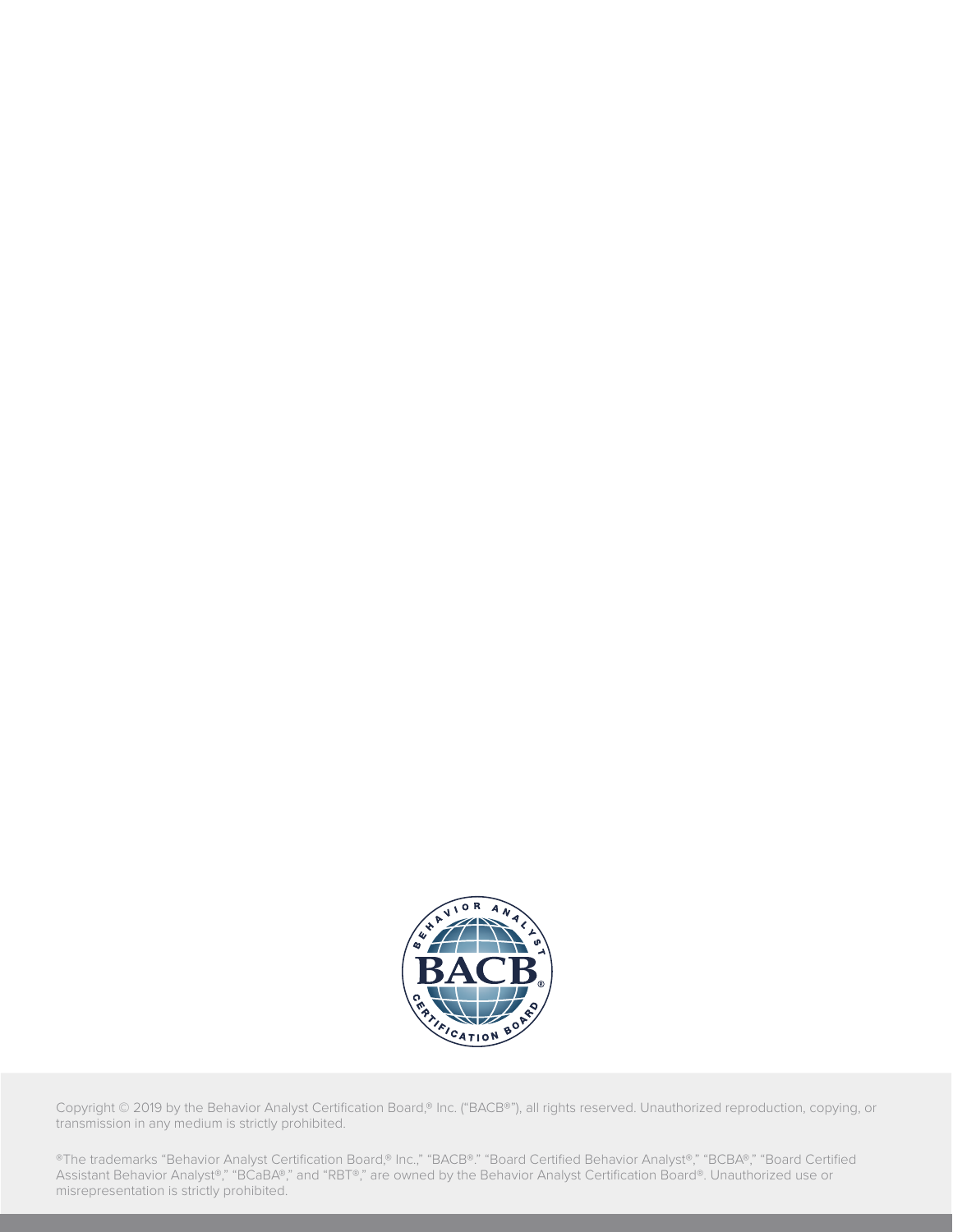Copyright © 2019 by the Behavior Analyst Certification Board,® Inc. ("BACB®"), all rights reserved. Unauthorized reproduction, copying, or transmission in any medium is strictly prohibited.

®The trademarks "Behavior Analyst Certification Board,® Inc.," "BACB®." "Board Certified Behavior Analyst®," "BCBA®," "Board Certified Assistant Behavior Analyst®," "BCaBA®," and "RBT®," are owned by the Behavior Analyst Certification Board®. Unauthorized use or misrepresentation is strictly prohibited.